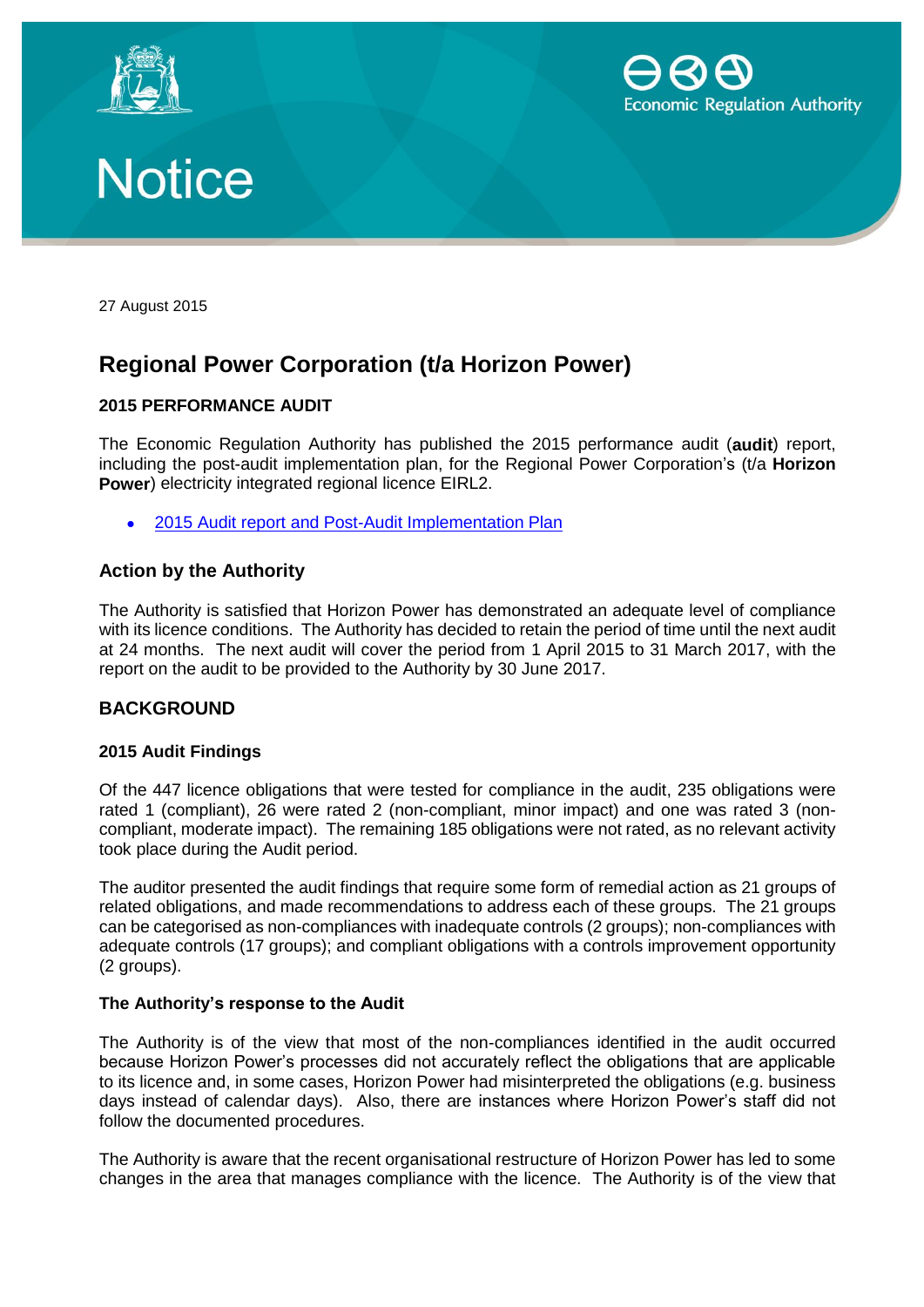Economic Regulation Authority

# Notice

27 August 2015

## Regional Power Corporation (t/a Horizon Power)

### 2015 PERFORMANCE AUDIT

The Economic Regulation Authority has published the 2015 performance audit (**audit**) report, including the post-audit implementation plan, for the Regional Power Corporation's (t/a **Horizon Power**) electricity integrated regional licence EIRL2.

- [2015 Audit report and Post-Audit Implementation Plan]

### Action by the Authority

The Authority is satisfied that Horizon Power has demonstrated an adequate level of compliance with its licence conditions. The Authority has decided to retain the period of time until the next audit at 24 months. The next audit will cover the period from 1 April 2015 to 31 March 2017, with the report on the audit to be provided to the Authority by 30 June 2017.

## BACKGROUND

### 2015 Audit Findings

Of the 447 licence obligations that were tested for compliance in the audit, 235 obligations were rated 1 (compliant), 26 were rated 2 (non-compliant, minor impact) and one was rated 3 (non-compliant, moderate impact). The remaining 185 obligations were not rated, as no relevant activity took place during the Audit period.

The auditor presented the audit findings that require some form of remedial action as 21 groups of related obligations, and made recommendations to address each of these groups. The 21 groups can be categorised as non-compliances with inadequate controls (2 groups); non-compliances with adequate controls (17 groups); and compliant obligations with a controls improvement opportunity (2 groups).

### The Authority's response to the Audit

The Authority is of the view that most of the non-compliances identified in the audit occurred because Horizon Power's processes did not accurately reflect the obligations that are applicable to its licence and, in some cases, Horizon Power had misinterpreted the obligations (e.g. business days instead of calendar days). Also, there are instances where Horizon Power's staff did not follow the documented procedures.

The Authority is aware that the recent organisational restructure of Horizon Power has led to some changes in the area that manages compliance with the licence. The Authority is of the view that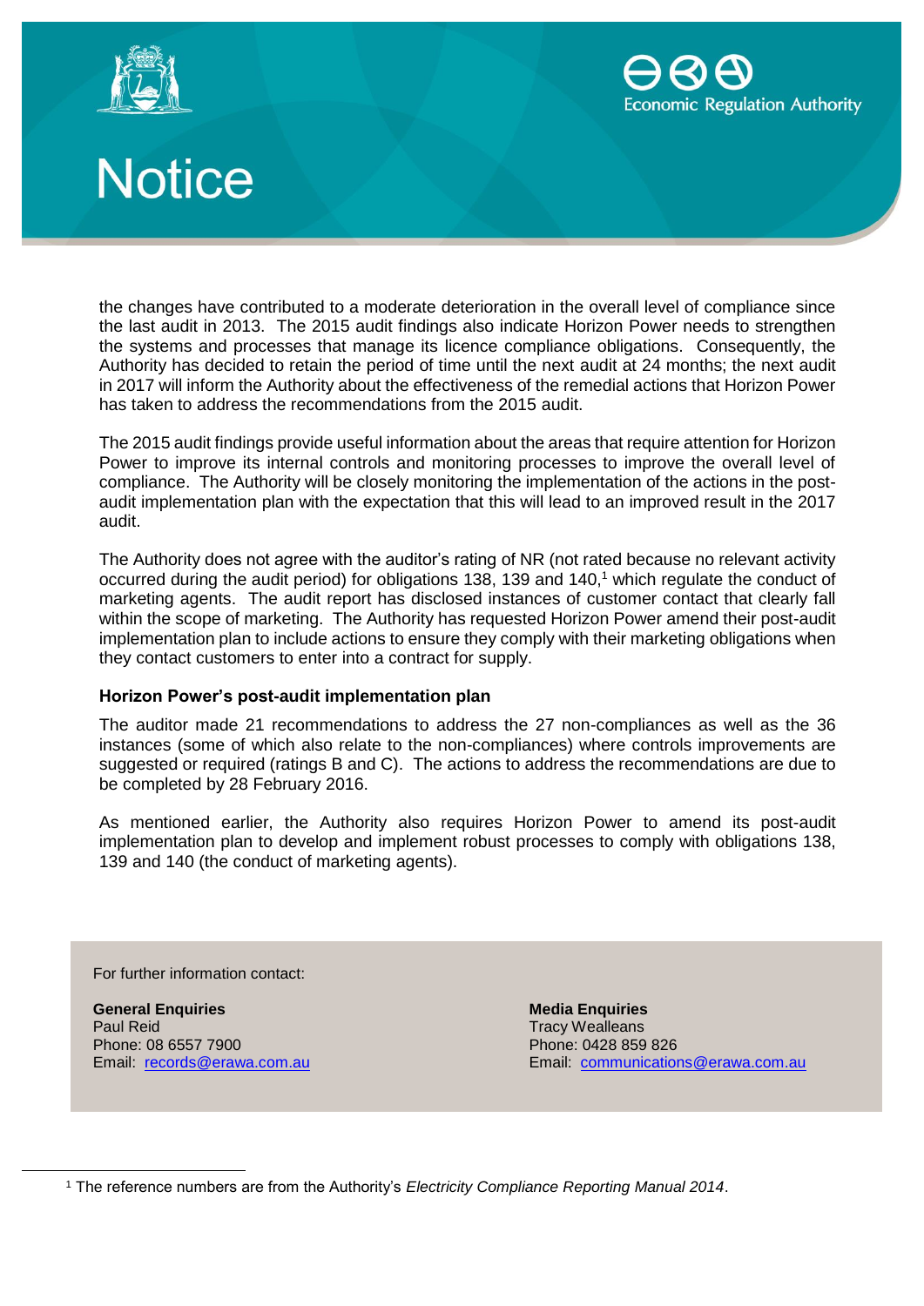# Notice

the changes have contributed to a moderate deterioration in the overall level of compliance since the last audit in 2013. The 2015 audit findings also indicate Horizon Power needs to strengthen the systems and processes that manage its licence compliance obligations. Consequently, the Authority has decided to retain the period of time until the next audit at 24 months; the next audit in 2017 will inform the Authority about the effectiveness of the remedial actions that Horizon Power has taken to address the recommendations from the 2015 audit.

The 2015 audit findings provide useful information about the areas that require attention for Horizon Power to improve its internal controls and monitoring processes to improve the overall level of compliance. The Authority will be closely monitoring the implementation of the actions in the post-audit implementation plan with the expectation that this will lead to an improved result in the 2017 audit.

The Authority does not agree with the auditor's rating of NR (not rated because no relevant activity occurred during the audit period) for obligations 138, 139 and 140,[1] which regulate the conduct of marketing agents. The audit report has disclosed instances of customer contact that clearly fall within the scope of marketing. The Authority has requested Horizon Power amend their post-audit implementation plan to include actions to ensure they comply with their marketing obligations when they contact customers to enter into a contract for supply.

**Horizon Power's post-audit implementation plan**

The auditor made 21 recommendations to address the 27 non-compliances as well as the 36 instances (some of which also relate to the non-compliances) where controls improvements are suggested or required (ratings B and C). The actions to address the recommendations are due to be completed by 28 February 2016.

As mentioned earlier, the Authority also requires Horizon Power to amend its post-audit implementation plan to develop and implement robust processes to comply with obligations 138, 139 and 140 (the conduct of marketing agents).

For further information contact:

**General Enquiries**
Paul Reid
Phone: 08 6557 7900
Email: records@erawa.com.au

**Media Enquiries**
Tracy Wealleans
Phone: 0428 859 826
Email: communications@erawa.com.au

[1] The reference numbers are from the Authority's *Electricity Compliance Reporting Manual 2014*.